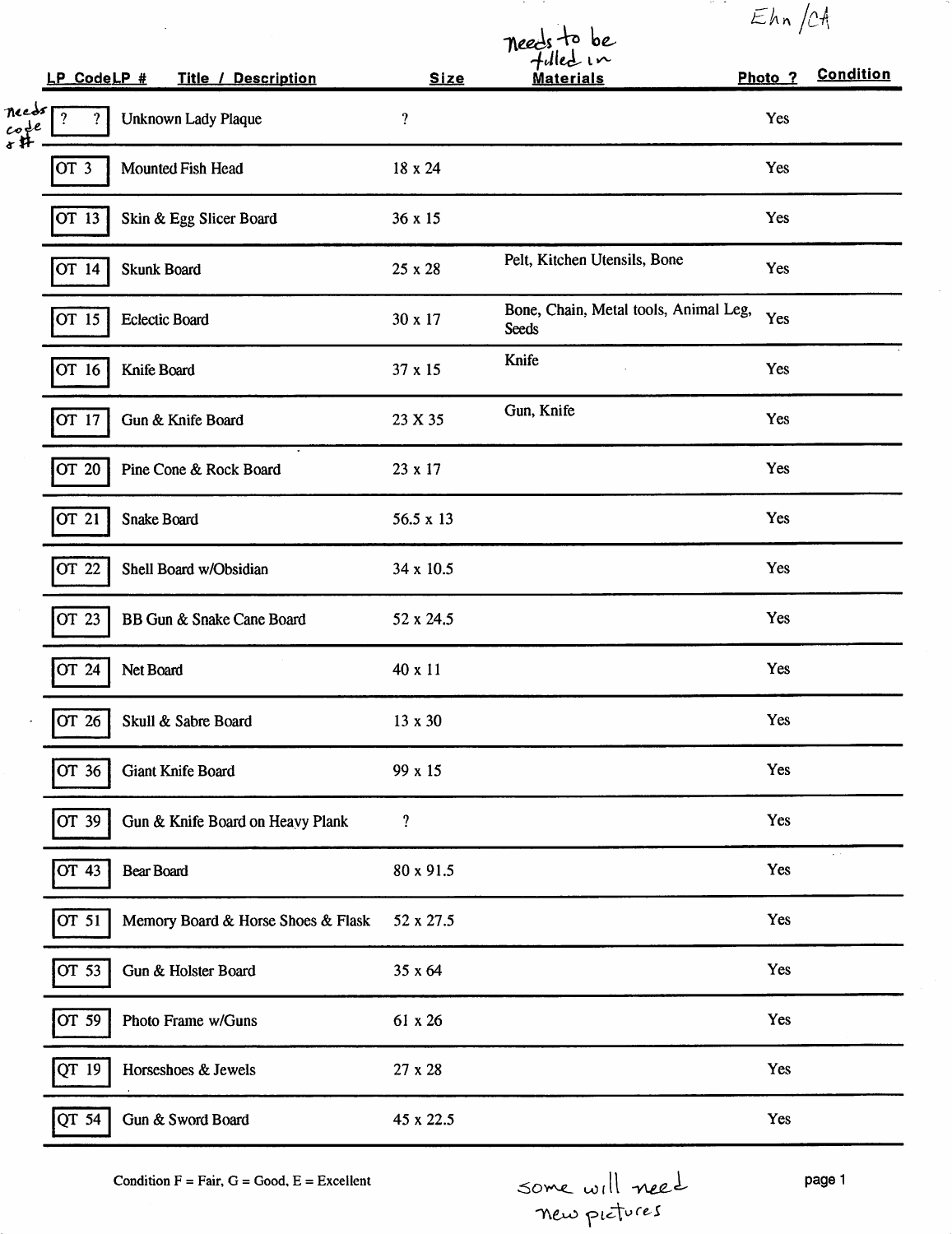Ehn /CA

Needs to be filled in

| LP Code | LP # | Title / Description | Size | Materials | Photo ? | Condition |
|---|---|---|---|---|---|---|
| ? | ? | Unknown Lady Plaque | ? | | Yes | |
| OT | 3 | Mounted Fish Head | 18 x 24 | | Yes | |
| OT | 13 | Skin & Egg Slicer Board | 36 x 15 | | Yes | |
| OT | 14 | Skunk Board | 25 x 28 | Pelt, Kitchen Utensils, Bone | Yes | |
| OT | 15 | Eclectic Board | 30 x 17 | Bone, Chain, Metal tools, Animal Leg, Seeds | Yes | |
| OT | 16 | Knife Board | 37 x 15 | Knife | Yes | |
| OT | 17 | Gun & Knife Board | 23 X 35 | Gun, Knife | Yes | |
| OT | 20 | Pine Cone & Rock Board | 23 x 17 | | Yes | |
| OT | 21 | Snake Board | 56.5 x 13 | | Yes | |
| OT | 22 | Shell Board w/Obsidian | 34 x 10.5 | | Yes | |
| OT | 23 | BB Gun & Snake Cane Board | 52 x 24.5 | | Yes | |
| OT | 24 | Net Board | 40 x 11 | | Yes | |
| OT | 26 | Skull & Sabre Board | 13 x 30 | | Yes | |
| OT | 36 | Giant Knife Board | 99 x 15 | | Yes | |
| OT | 39 | Gun & Knife Board on Heavy Plank | ? | | Yes | |
| OT | 43 | Bear Board | 80 x 91.5 | | Yes | |
| OT | 51 | Memory Board & Horse Shoes & Flask | 52 x 27.5 | | Yes | |
| OT | 53 | Gun & Holster Board | 35 x 64 | | Yes | |
| OT | 59 | Photo Frame w/Guns | 61 x 26 | | Yes | |
| QT | 19 | Horseshoes & Jewels | 27 x 28 | | Yes | |
| QT | 54 | Gun & Sword Board | 45 x 22.5 | | Yes | |

needs code & #

Condition F = Fair, G = Good, E = Excellent

some will need new pictures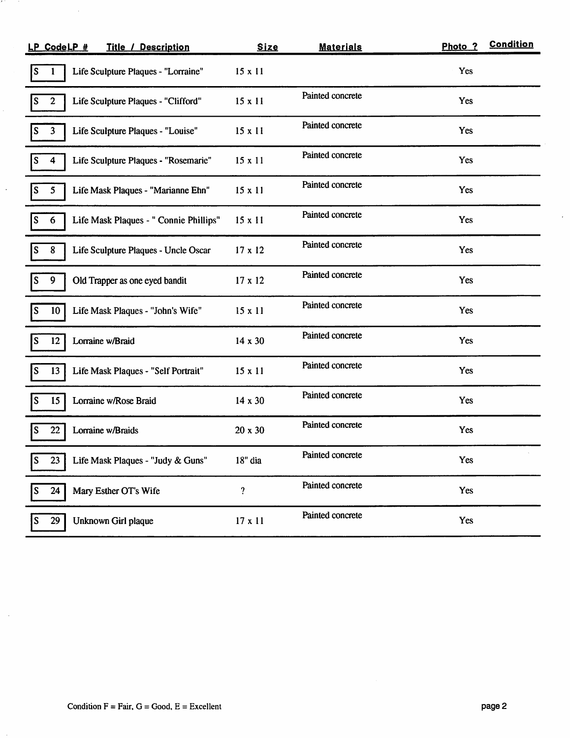| LP Code | LP # | Title / Description | Size | Materials | Photo ? | Condition |
|---|---|---|---|---|---|---|
| S | 1 | Life Sculpture Plaques - "Lorraine" | 15 x 11 | | Yes | |
| S | 2 | Life Sculpture Plaques - "Clifford" | 15 x 11 | Painted concrete | Yes | |
| S | 3 | Life Sculpture Plaques - "Louise" | 15 x 11 | Painted concrete | Yes | |
| S | 4 | Life Sculpture Plaques - "Rosemarie" | 15 x 11 | Painted concrete | Yes | |
| S | 5 | Life Mask Plaques - "Marianne Ehn" | 15 x 11 | Painted concrete | Yes | |
| S | 6 | Life Mask Plaques - " Connie Phillips" | 15 x 11 | Painted concrete | Yes | |
| S | 8 | Life Sculpture Plaques - Uncle Oscar | 17 x 12 | Painted concrete | Yes | |
| S | 9 | Old Trapper as one eyed bandit | 17 x 12 | Painted concrete | Yes | |
| S | 10 | Life Mask Plaques - "John's Wife" | 15 x 11 | Painted concrete | Yes | |
| S | 12 | Lorraine w/Braid | 14 x 30 | Painted concrete | Yes | |
| S | 13 | Life Mask Plaques - "Self Portrait" | 15 x 11 | Painted concrete | Yes | |
| S | 15 | Lorraine w/Rose Braid | 14 x 30 | Painted concrete | Yes | |
| S | 22 | Lorraine w/Braids | 20 x 30 | Painted concrete | Yes | |
| S | 23 | Life Mask Plaques - "Judy & Guns" | 18" dia | Painted concrete | Yes | |
| S | 24 | Mary Esther OT's Wife | ? | Painted concrete | Yes | |
| S | 29 | Unknown Girl plaque | 17 x 11 | Painted concrete | Yes | |

Condition F = Fair, G = Good, E = Excellent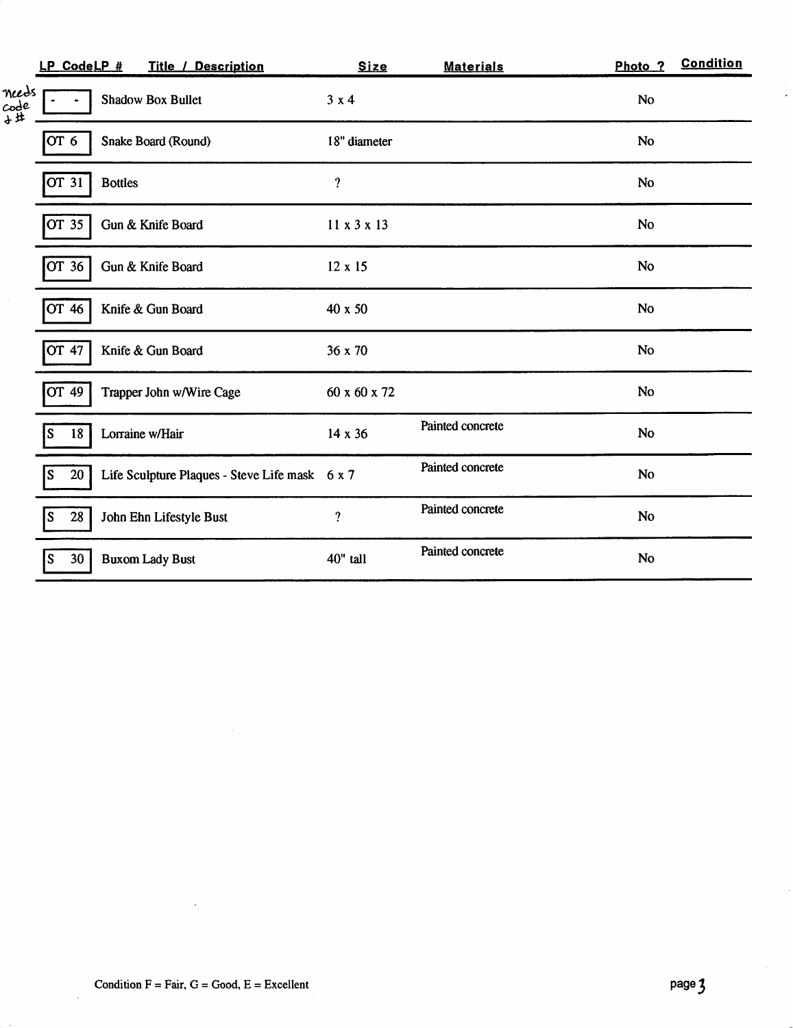| LP Code | LP # | Title / Description | Size | Materials | Photo ? | Condition |
|---|---|---|---|---|---|---|
| - | - | Shadow Box Bullet | 3 x 4 | | No | |
| OT | 6 | Snake Board (Round) | 18" diameter | | No | |
| OT | 31 | Bottles | ? | | No | |
| OT | 35 | Gun & Knife Board | 11 x 3 x 13 | | No | |
| OT | 36 | Gun & Knife Board | 12 x 15 | | No | |
| OT | 46 | Knife & Gun Board | 40 x 50 | | No | |
| OT | 47 | Knife & Gun Board | 36 x 70 | | No | |
| OT | 49 | Trapper John w/Wire Cage | 60 x 60 x 72 | | No | |
| S | 18 | Lorraine w/Hair | 14 x 36 | Painted concrete | No | |
| S | 20 | Life Sculpture Plaques - Steve Life mask | 6 x 7 | Painted concrete | No | |
| S | 28 | John Ehn Lifestyle Bust | ? | Painted concrete | No | |
| S | 30 | Buxom Lady Bust | 40" tall | Painted concrete | No | |

needs code & # (handwritten note beside Shadow Box Bullet)

Condition F = Fair, G = Good, E = Excellent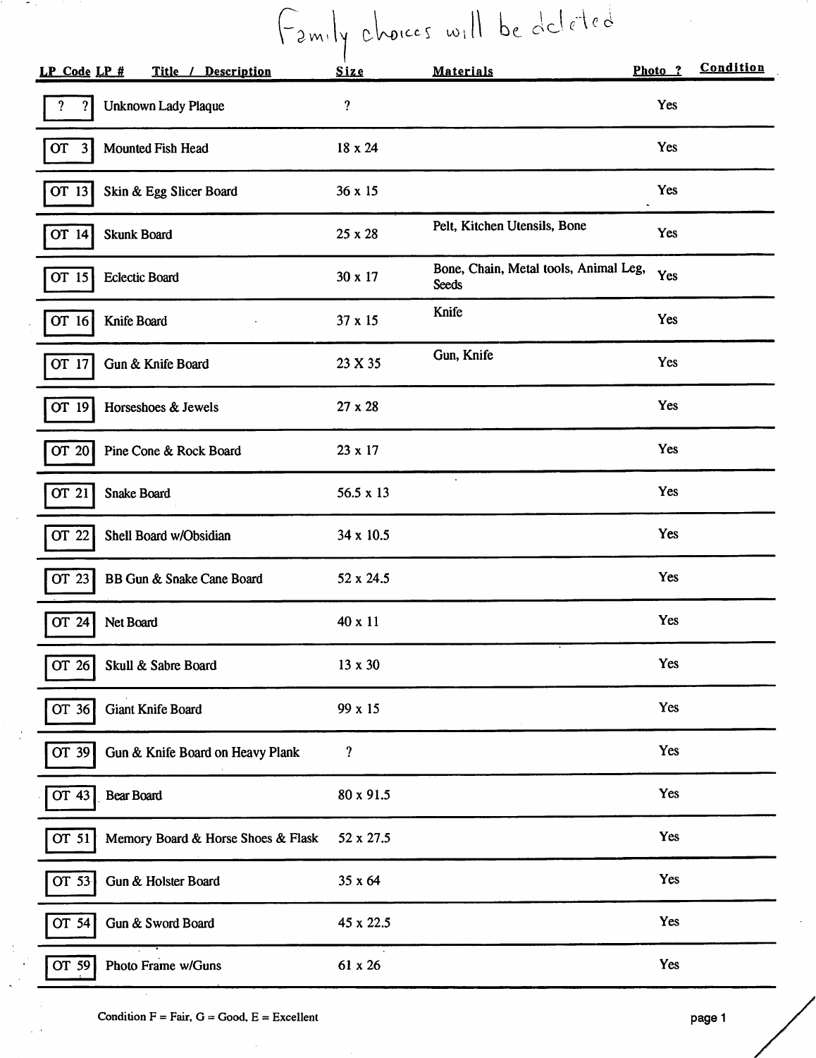Family choices will be deleted

| LP Code | LP # | Title / Description | Size | Materials | Photo ? | Condition |
|---|---|---|---|---|---|---|
| ? | ? | Unknown Lady Plaque | ? | | Yes | |
| OT | 3 | Mounted Fish Head | 18 x 24 | | Yes | |
| OT | 13 | Skin & Egg Slicer Board | 36 x 15 | | Yes | |
| OT | 14 | Skunk Board | 25 x 28 | Pelt, Kitchen Utensils, Bone | Yes | |
| OT | 15 | Eclectic Board | 30 x 17 | Bone, Chain, Metal tools, Animal Leg, Seeds | Yes | |
| OT | 16 | Knife Board | 37 x 15 | Knife | Yes | |
| OT | 17 | Gun & Knife Board | 23 X 35 | Gun, Knife | Yes | |
| OT | 19 | Horseshoes & Jewels | 27 x 28 | | Yes | |
| OT | 20 | Pine Cone & Rock Board | 23 x 17 | | Yes | |
| OT | 21 | Snake Board | 56.5 x 13 | | Yes | |
| OT | 22 | Shell Board w/Obsidian | 34 x 10.5 | | Yes | |
| OT | 23 | BB Gun & Snake Cane Board | 52 x 24.5 | | Yes | |
| OT | 24 | Net Board | 40 x 11 | | Yes | |
| OT | 26 | Skull & Sabre Board | 13 x 30 | | Yes | |
| OT | 36 | Giant Knife Board | 99 x 15 | | Yes | |
| OT | 39 | Gun & Knife Board on Heavy Plank | ? | | Yes | |
| OT | 43 | Bear Board | 80 x 91.5 | | Yes | |
| OT | 51 | Memory Board & Horse Shoes & Flask | 52 x 27.5 | | Yes | |
| OT | 53 | Gun & Holster Board | 35 x 64 | | Yes | |
| OT | 54 | Gun & Sword Board | 45 x 22.5 | | Yes | |
| OT | 59 | Photo Frame w/Guns | 61 x 26 | | Yes | |

Condition F = Fair, G = Good, E = Excellent